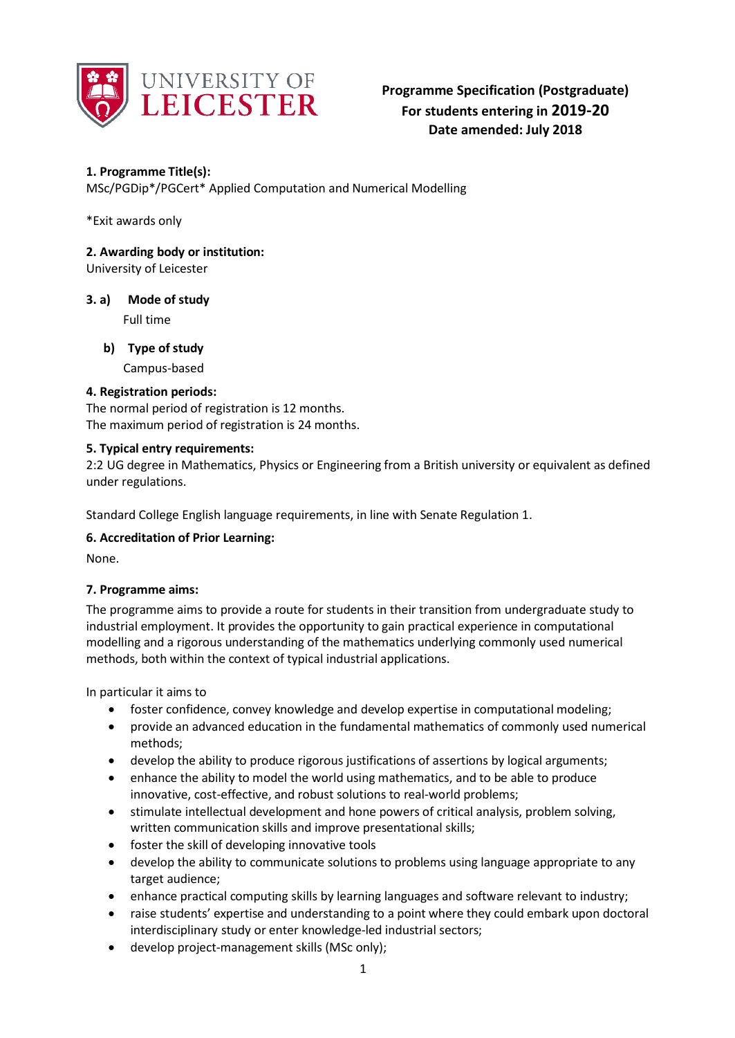UNIVERSITY OF LEICESTER

**Programme Specification (Postgraduate)**
**For students entering in 2019-20**
**Date amended: July 2018**

**1. Programme Title(s):**
MSc/PGDip*/PGCert* Applied Computation and Numerical Modelling

*Exit awards only

**2. Awarding body or institution:**
University of Leicester

**3. a) Mode of study**
Full time

**b) Type of study**
Campus-based

**4. Registration periods:**
The normal period of registration is 12 months.
The maximum period of registration is 24 months.

**5. Typical entry requirements:**
2:2 UG degree in Mathematics, Physics or Engineering from a British university or equivalent as defined under regulations.

Standard College English language requirements, in line with Senate Regulation 1.

**6. Accreditation of Prior Learning:**
None.

**7. Programme aims:**
The programme aims to provide a route for students in their transition from undergraduate study to industrial employment. It provides the opportunity to gain practical experience in computational modelling and a rigorous understanding of the mathematics underlying commonly used numerical methods, both within the context of typical industrial applications.

In particular it aims to

- foster confidence, convey knowledge and develop expertise in computational modeling;
- provide an advanced education in the fundamental mathematics of commonly used numerical methods;
- develop the ability to produce rigorous justifications of assertions by logical arguments;
- enhance the ability to model the world using mathematics, and to be able to produce innovative, cost-effective, and robust solutions to real-world problems;
- stimulate intellectual development and hone powers of critical analysis, problem solving, written communication skills and improve presentational skills;
- foster the skill of developing innovative tools
- develop the ability to communicate solutions to problems using language appropriate to any target audience;
- enhance practical computing skills by learning languages and software relevant to industry;
- raise students' expertise and understanding to a point where they could embark upon doctoral interdisciplinary study or enter knowledge-led industrial sectors;
- develop project-management skills (MSc only);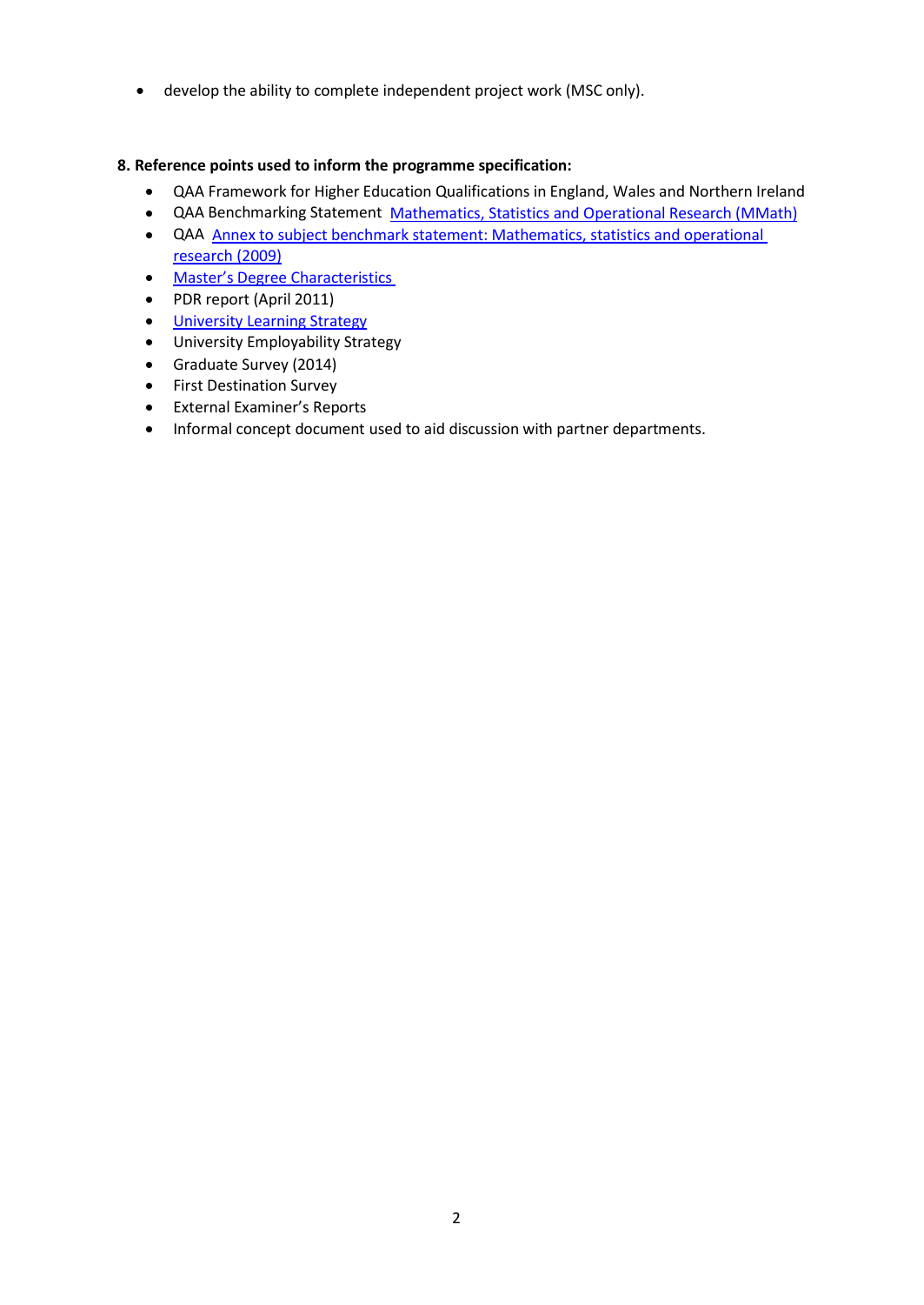- develop the ability to complete independent project work (MSC only).

**8. Reference points used to inform the programme specification:**

- QAA Framework for Higher Education Qualifications in England, Wales and Northern Ireland
- QAA Benchmarking Statement Mathematics, Statistics and Operational Research (MMath)
- QAA Annex to subject benchmark statement: Mathematics, statistics and operational research (2009)
- Master's Degree Characteristics
- PDR report (April 2011)
- University Learning Strategy
- University Employability Strategy
- Graduate Survey (2014)
- First Destination Survey
- External Examiner's Reports
- Informal concept document used to aid discussion with partner departments.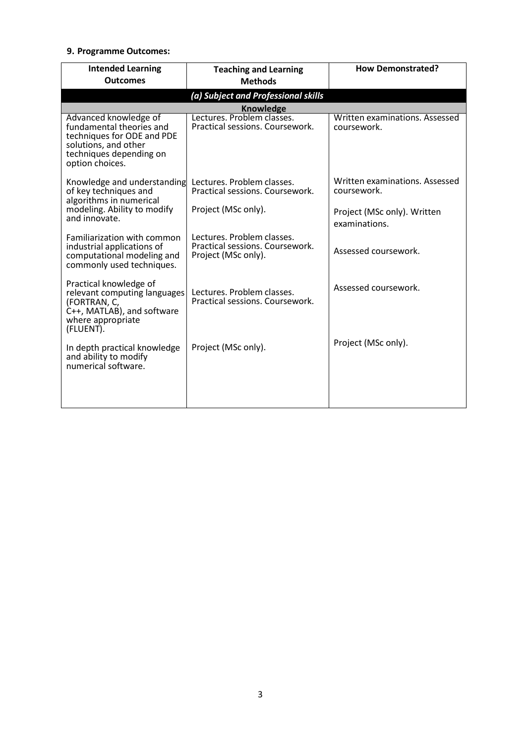### 9. Programme Outcomes:

| Intended Learning Outcomes | Teaching and Learning Methods | How Demonstrated? |
|---|---|---|
| ***(a) Subject and Professional skills*** | | |
| **Knowledge** | | |
| Advanced knowledge of fundamental theories and techniques for ODE and PDE solutions, and other techniques depending on option choices. | Lectures. Problem classes. Practical sessions. Coursework. | Written examinations. Assessed coursework. |
| Knowledge and understanding of key techniques and algorithms in numerical modeling. Ability to modify and innovate. | Lectures. Problem classes. Practical sessions. Coursework.<br><br>Project (MSc only). | Written examinations. Assessed coursework.<br><br>Project (MSc only). Written examinations. |
| Familiarization with common industrial applications of computational modeling and commonly used techniques. | Lectures. Problem classes. Practical sessions. Coursework. Project (MSc only). | Assessed coursework. |
| Practical knowledge of relevant computing languages (FORTRAN, C, C++, MATLAB), and software where appropriate (FLUENT). | Lectures. Problem classes. Practical sessions. Coursework. | Assessed coursework. |
| In depth practical knowledge and ability to modify numerical software. | Project (MSc only). | Project (MSc only). |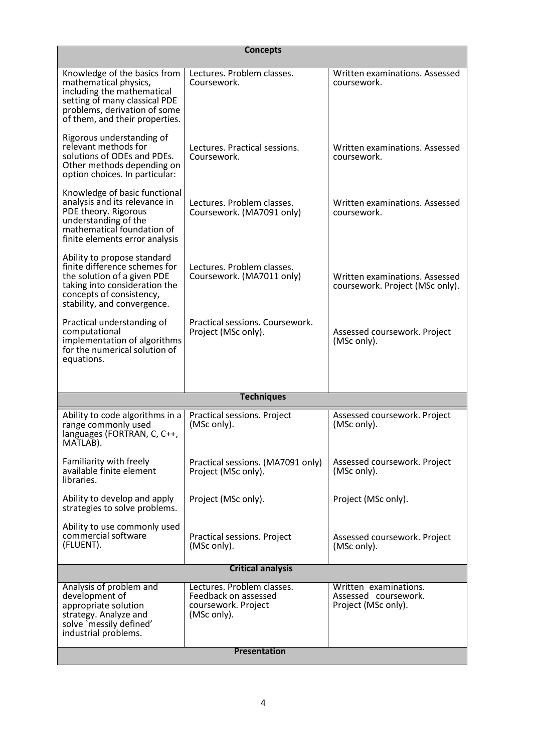| **Concepts** | | |
|---|---|---|
| Knowledge of the basics from mathematical physics, including the mathematical setting of many classical PDE problems, derivation of some of them, and their properties. | Lectures. Problem classes. Coursework. | Written examinations. Assessed coursework. |
| Rigorous understanding of relevant methods for solutions of ODEs and PDEs. Other methods depending on option choices. In particular: | Lectures. Practical sessions. Coursework. | Written examinations. Assessed coursework. |
| Knowledge of basic functional analysis and its relevance in PDE theory. Rigorous understanding of the mathematical foundation of finite elements error analysis | Lectures. Problem classes. Coursework. (MA7091 only) | Written examinations. Assessed coursework. |
| Ability to propose standard finite difference schemes for the solution of a given PDE taking into consideration the concepts of consistency, stability, and convergence. | Lectures. Problem classes. Coursework. (MA7011 only) | Written examinations. Assessed coursework. Project (MSc only). |
| Practical understanding of computational implementation of algorithms for the numerical solution of equations. | Practical sessions. Coursework. Project (MSc only). | Assessed coursework. Project (MSc only). |
| **Techniques** | | |
| Ability to code algorithms in a range commonly used languages (FORTRAN, C, C++, MATLAB). | Practical sessions. Project (MSc only). | Assessed coursework. Project (MSc only). |
| Familiarity with freely available finite element libraries. | Practical sessions. (MA7091 only) Project (MSc only). | Assessed coursework. Project (MSc only). |
| Ability to develop and apply strategies to solve problems. | Project (MSc only). | Project (MSc only). |
| Ability to use commonly used commercial software (FLUENT). | Practical sessions. Project (MSc only). | Assessed coursework. Project (MSc only). |
| **Critical analysis** | | |
| Analysis of problem and development of appropriate solution strategy. Analyze and solve `messily defined' industrial problems. | Lectures. Problem classes. Feedback on assessed coursework. Project (MSc only). | Written examinations. Assessed coursework. Project (MSc only). |
| **Presentation** | | |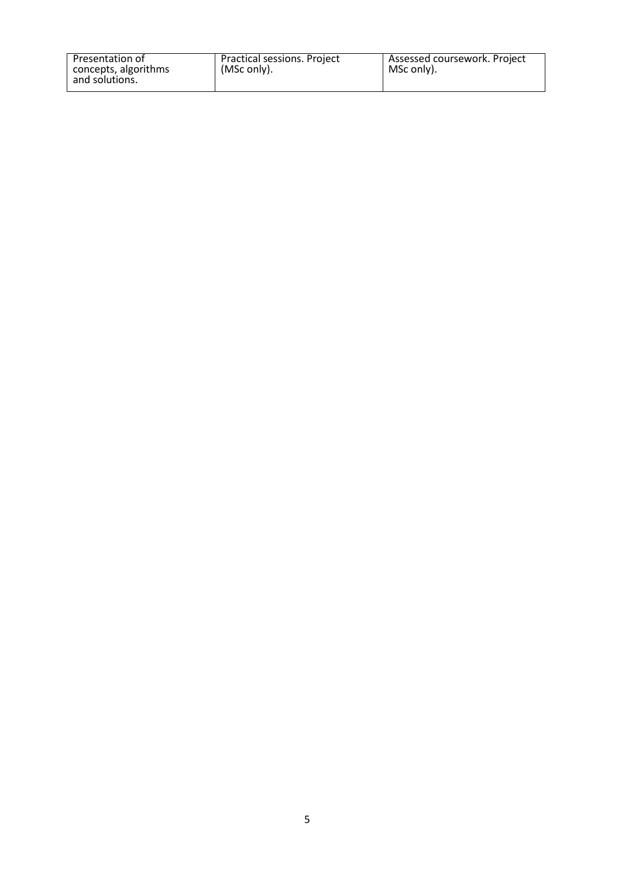| | | |
|---|---|---|
| Presentation of concepts, algorithms and solutions. | Practical sessions. Project (MSc only). | Assessed coursework. Project MSc only). |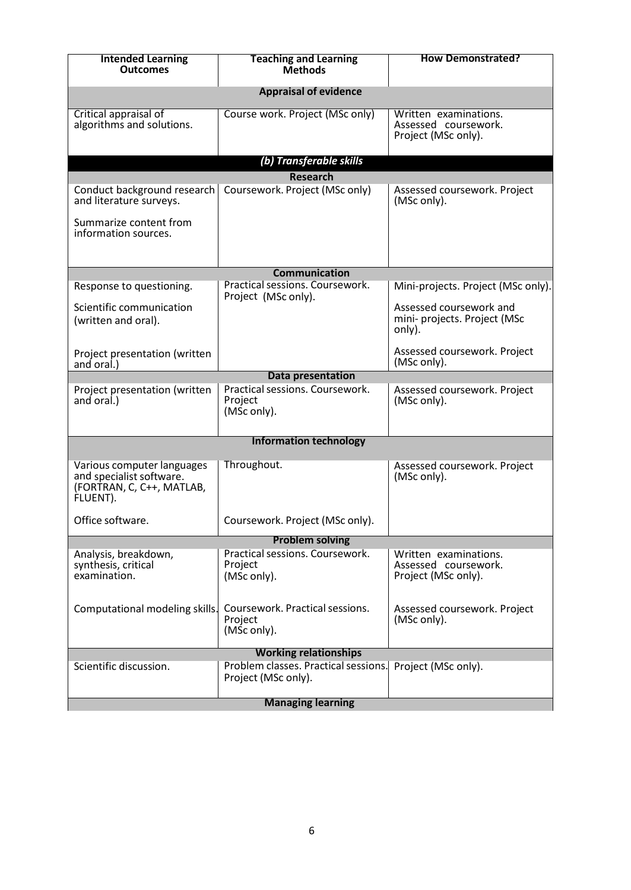| Intended Learning Outcomes | Teaching and Learning Methods | How Demonstrated? |
|---|---|---|
| **Appraisal of evidence** | | |
| Critical appraisal of algorithms and solutions. | Course work. Project (MSc only) | Written examinations. Assessed coursework. Project (MSc only). |
| ***(b) Transferable skills*** | | |
| **Research** | | |
| Conduct background research and literature surveys.<br><br>Summarize content from information sources. | Coursework. Project (MSc only) | Assessed coursework. Project (MSc only). |
| **Communication** | | |
| Response to questioning.<br><br>Scientific communication (written and oral).<br><br>Project presentation (written and oral.) | Practical sessions. Coursework. Project (MSc only). | Mini-projects. Project (MSc only).<br><br>Assessed coursework and mini- projects. Project (MSc only).<br><br>Assessed coursework. Project (MSc only). |
| **Data presentation** | | |
| Project presentation (written and oral.) | Practical sessions. Coursework. Project (MSc only). | Assessed coursework. Project (MSc only). |
| **Information technology** | | |
| Various computer languages and specialist software. (FORTRAN, C, C++, MATLAB, FLUENT).<br><br>Office software. | Throughout.<br><br>Coursework. Project (MSc only). | Assessed coursework. Project (MSc only). |
| **Problem solving** | | |
| Analysis, breakdown, synthesis, critical examination. | Practical sessions. Coursework. Project (MSc only). | Written examinations. Assessed coursework. Project (MSc only). |
| Computational modeling skills. | Coursework. Practical sessions. Project (MSc only). | Assessed coursework. Project (MSc only). |
| **Working relationships** | | |
| Scientific discussion. | Problem classes. Practical sessions. Project (MSc only). | Project (MSc only). |
| **Managing learning** | | |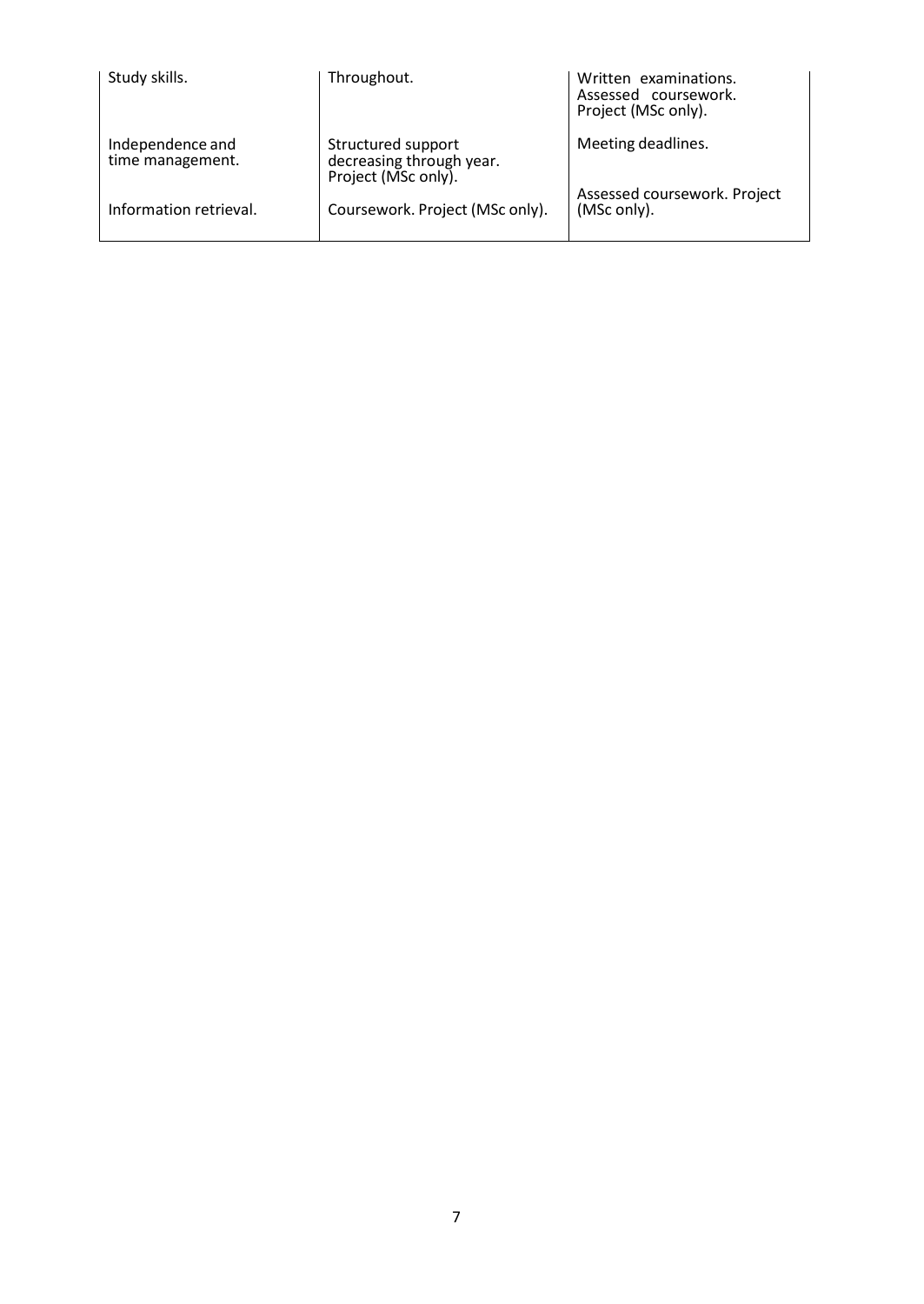| | | |
|---|---|---|
| Study skills. | Throughout. | Written examinations. Assessed coursework. Project (MSc only). |
| Independence and time management. | Structured support decreasing through year. Project (MSc only). | Meeting deadlines. |
| Information retrieval. | Coursework. Project (MSc only). | Assessed coursework. Project (MSc only). |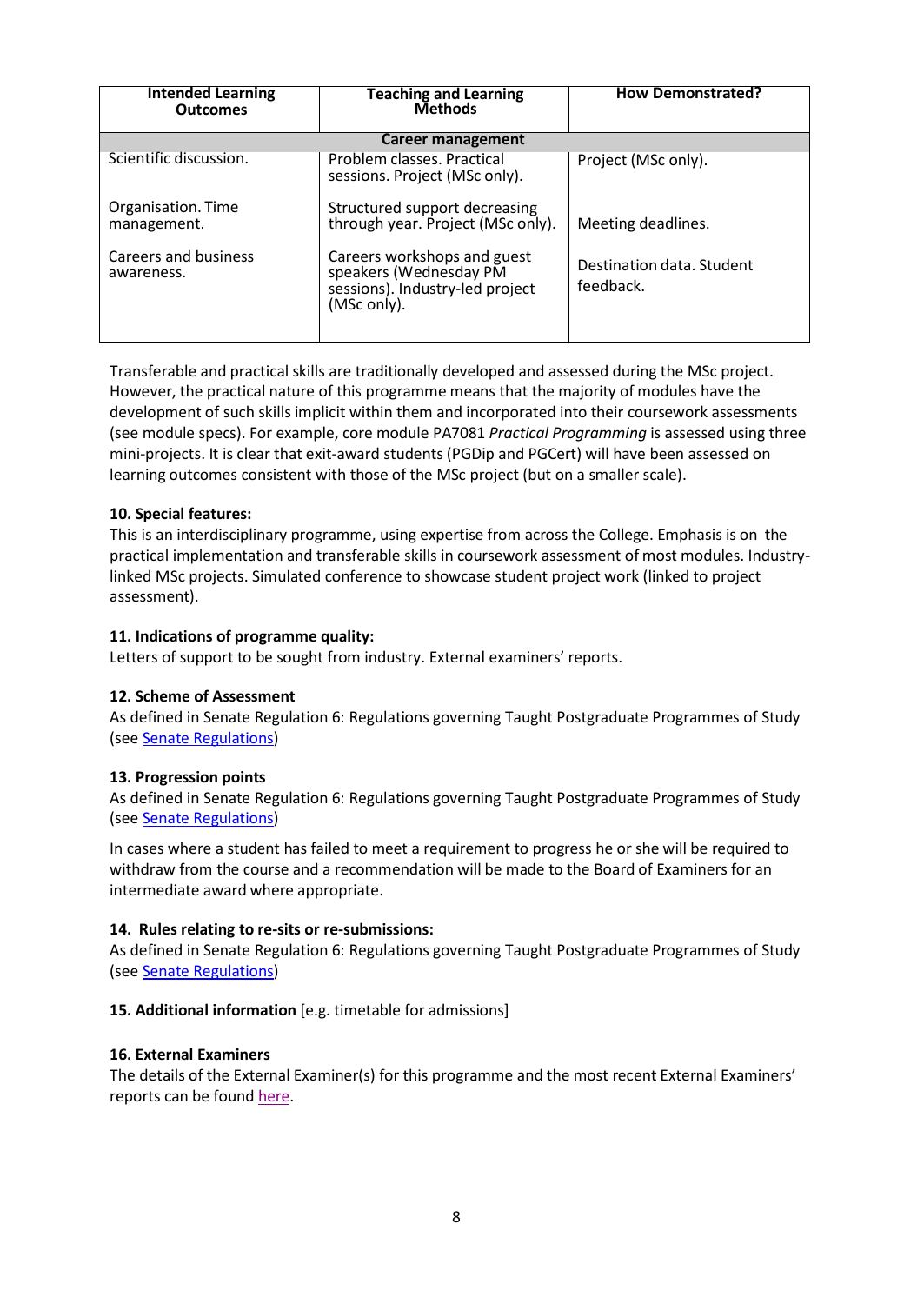| Intended Learning Outcomes | Teaching and Learning Methods | How Demonstrated? |
|---|---|---|
| **Career management** | | |
| Scientific discussion. | Problem classes. Practical sessions. Project (MSc only). | Project (MSc only). |
| Organisation. Time management. | Structured support decreasing through year. Project (MSc only). | Meeting deadlines. |
| Careers and business awareness. | Careers workshops and guest speakers (Wednesday PM sessions). Industry-led project (MSc only). | Destination data. Student feedback. |

Transferable and practical skills are traditionally developed and assessed during the MSc project. However, the practical nature of this programme means that the majority of modules have the development of such skills implicit within them and incorporated into their coursework assessments (see module specs). For example, core module PA7081 *Practical Programming* is assessed using three mini-projects. It is clear that exit-award students (PGDip and PGCert) will have been assessed on learning outcomes consistent with those of the MSc project (but on a smaller scale).

**10. Special features:**

This is an interdisciplinary programme, using expertise from across the College. Emphasis is on the practical implementation and transferable skills in coursework assessment of most modules. Industry-linked MSc projects. Simulated conference to showcase student project work (linked to project assessment).

**11. Indications of programme quality:**

Letters of support to be sought from industry. External examiners' reports.

**12. Scheme of Assessment**

As defined in Senate Regulation 6: Regulations governing Taught Postgraduate Programmes of Study (see Senate Regulations)

**13. Progression points**

As defined in Senate Regulation 6: Regulations governing Taught Postgraduate Programmes of Study (see Senate Regulations)

In cases where a student has failed to meet a requirement to progress he or she will be required to withdraw from the course and a recommendation will be made to the Board of Examiners for an intermediate award where appropriate.

**14. Rules relating to re-sits or re-submissions:**

As defined in Senate Regulation 6: Regulations governing Taught Postgraduate Programmes of Study (see Senate Regulations)

**15. Additional information** [e.g. timetable for admissions]

**16. External Examiners**

The details of the External Examiner(s) for this programme and the most recent External Examiners' reports can be found here.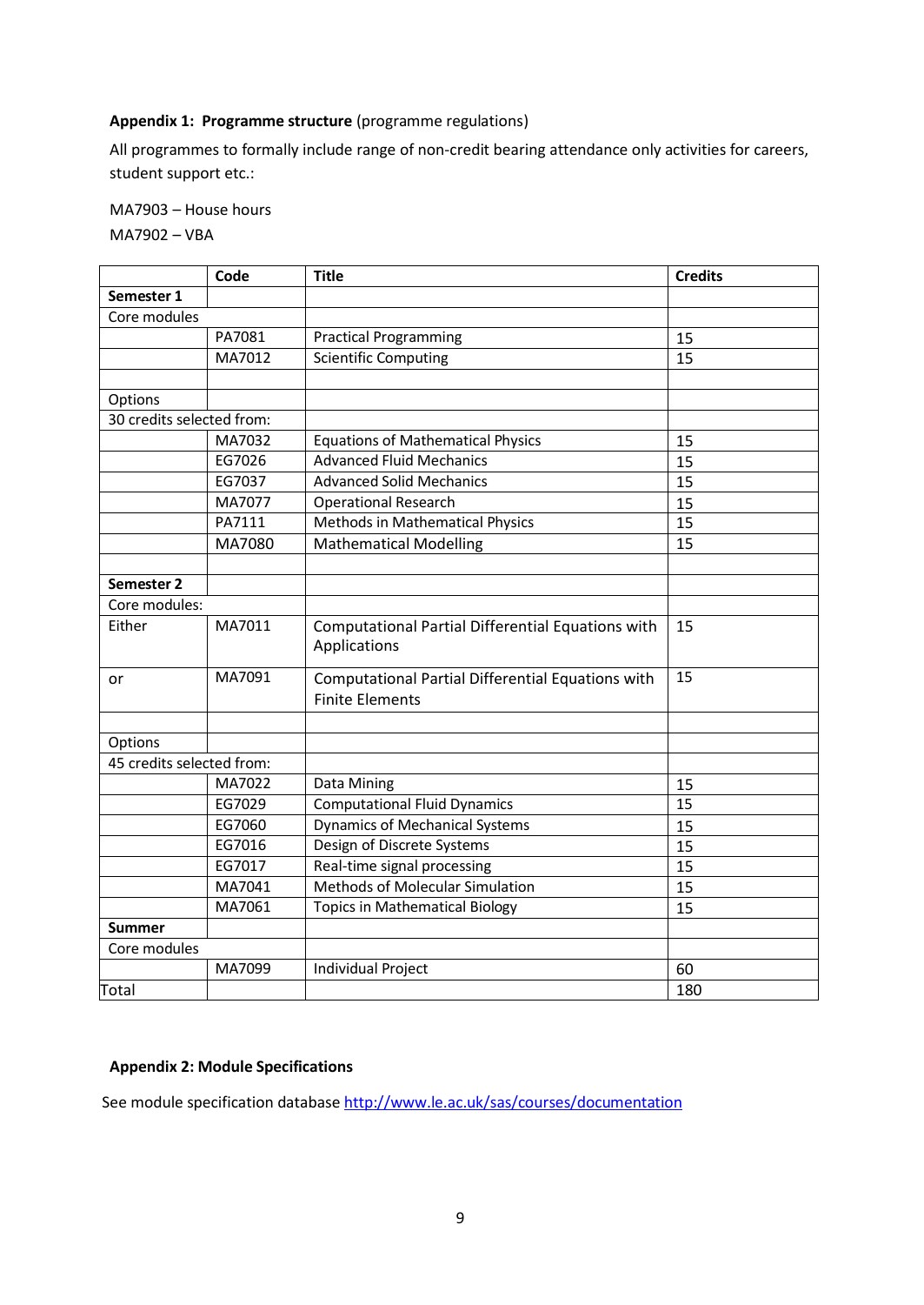**Appendix 1: Programme structure** (programme regulations)

All programmes to formally include range of non-credit bearing attendance only activities for careers, student support etc.:

MA7903 – House hours

MA7902 – VBA

| | Code | Title | Credits |
|---|---|---|---|
| **Semester 1** | | | |
| Core modules | | | |
| | PA7081 | Practical Programming | 15 |
| | MA7012 | Scientific Computing | 15 |
| | | | |
| Options | | | |
| 30 credits selected from: | | | |
| | MA7032 | Equations of Mathematical Physics | 15 |
| | EG7026 | Advanced Fluid Mechanics | 15 |
| | EG7037 | Advanced Solid Mechanics | 15 |
| | MA7077 | Operational Research | 15 |
| | PA7111 | Methods in Mathematical Physics | 15 |
| | MA7080 | Mathematical Modelling | 15 |
| | | | |
| **Semester 2** | | | |
| Core modules: | | | |
| Either | MA7011 | Computational Partial Differential Equations with Applications | 15 |
| or | MA7091 | Computational Partial Differential Equations with Finite Elements | 15 |
| | | | |
| Options | | | |
| 45 credits selected from: | | | |
| | MA7022 | Data Mining | 15 |
| | EG7029 | Computational Fluid Dynamics | 15 |
| | EG7060 | Dynamics of Mechanical Systems | 15 |
| | EG7016 | Design of Discrete Systems | 15 |
| | EG7017 | Real-time signal processing | 15 |
| | MA7041 | Methods of Molecular Simulation | 15 |
| | MA7061 | Topics in Mathematical Biology | 15 |
| **Summer** | | | |
| Core modules | | | |
| | MA7099 | Individual Project | 60 |
| Total | | | 180 |

**Appendix 2: Module Specifications**

See module specification database http://www.le.ac.uk/sas/courses/documentation